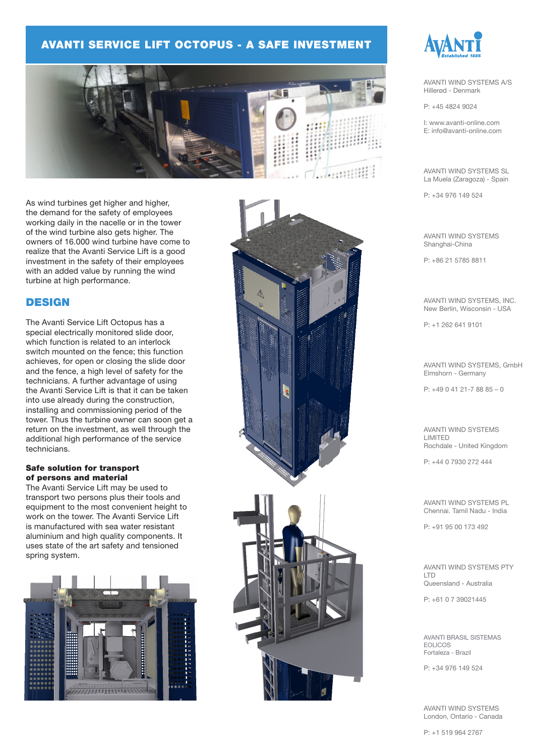# AVANTI SERVICE LIFT OCTOPUS - A SAFE INVESTMENT

As wind turbines get higher and higher, the demand for the safety of employees working daily in the nacelle or in the tower of the wind turbine also gets higher. The owners of 16.000 wind turbine have come to realize that the Avanti Service Lift is a good investment in the safety of their employees with an added value by running the wind turbine at high performance.

## DESIGN

The Avanti Service Lift Octopus has a special electrically monitored slide door, which function is related to an interlock switch mounted on the fence; this function achieves, for open or closing the slide door and the fence, a high level of safety for the technicians. A further advantage of using the Avanti Service Lift is that it can be taken into use already during the construction, installing and commissioning period of the tower. Thus the turbine owner can soon get a return on the investment, as well through the additional high performance of the service technicians.

**Safe solution for transport of persons and material**

The Avanti Service Lift may be used to transport two persons plus their tools and equipment to the most convenient height to work on the tower. The Avanti Service Lift is manufactured with sea water resistant aluminium and high quality components. It uses state of the art safety and tensioned spring system.

AVANTI *Established 1885*

AVANTI WIND SYSTEMS A/S
Hillerød - Denmark

P: +45 4824 9024

I: www.avanti-online.com
E: info@avanti-online.com

AVANTI WIND SYSTEMS SL
La Muela (Zaragoza) - Spain

P: +34 976 149 524

AVANTI WIND SYSTEMS
Shanghai-China

P: +86 21 5785 8811

AVANTI WIND SYSTEMS, INC.
New Berlin, Wisconsin - USA

P: +1 262 641 9101

AVANTI WIND SYSTEMS, GmbH
Elmshorn - Germany

P: +49 0 41 21-7 88 85 – 0

AVANTI WIND SYSTEMS LIMITED
Rochdale - United Kingdom

P: +44 0 7930 272 444

AVANTI WIND SYSTEMS PL
Chennai. Tamil Nadu - India

P: +91 95 00 173 492

AVANTI WIND SYSTEMS PTY LTD
Queensland - Australia

P: +61 0 7 39021445

AVANTI BRASIL SISTEMAS EOLICOS
Fortaleza - Brazil

P: +34 976 149 524

AVANTI WIND SYSTEMS
London, Ontario - Canada

P: +1 519 964 2767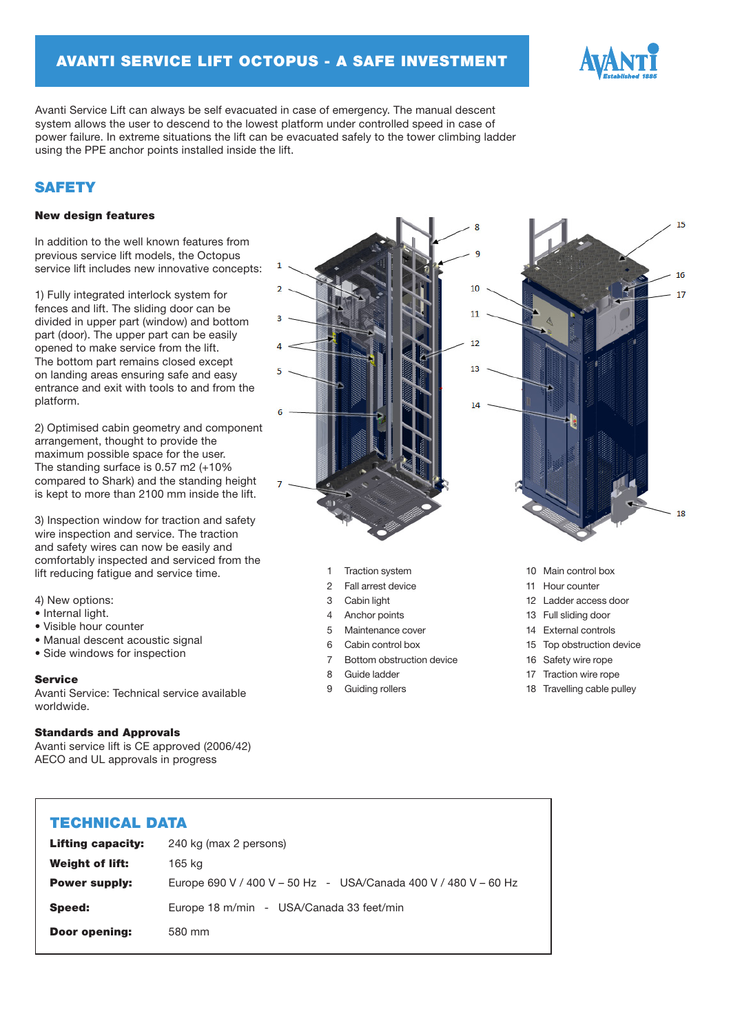# AVANTI SERVICE LIFT OCTOPUS - A SAFE INVESTMENT

Avanti Service Lift can always be self evacuated in case of emergency. The manual descent system allows the user to descend to the lowest platform under controlled speed in case of power failure. In extreme situations the lift can be evacuated safely to the tower climbing ladder using the PPE anchor points installed inside the lift.

## SAFETY

**New design features**

In addition to the well known features from previous service lift models, the Octopus service lift includes new innovative concepts:

1) Fully integrated interlock system for fences and lift. The sliding door can be divided in upper part (window) and bottom part (door). The upper part can be easily opened to make service from the lift. The bottom part remains closed except on landing areas ensuring safe and easy entrance and exit with tools to and from the platform.

2) Optimised cabin geometry and component arrangement, thought to provide the maximum possible space for the user. The standing surface is 0.57 m2 (+10% compared to Shark) and the standing height is kept to more than 2100 mm inside the lift.

3) Inspection window for traction and safety wire inspection and service. The traction and safety wires can now be easily and comfortably inspected and serviced from the lift reducing fatigue and service time.

4) New options:

- Internal light.
- Visible hour counter
- Manual descent acoustic signal
- Side windows for inspection

**Service**

Avanti Service: Technical service available worldwide.

**Standards and Approvals**

Avanti service lift is CE approved (2006/42)
AECO and UL approvals in progress

1. Traction system
2. Fall arrest device
3. Cabin light
4. Anchor points
5. Maintenance cover
6. Cabin control box
7. Bottom obstruction device
8. Guide ladder
9. Guiding rollers
10. Main control box
11. Hour counter
12. Ladder access door
13. Full sliding door
14. External controls
15. Top obstruction device
16. Safety wire rope
17. Traction wire rope
18. Travelling cable pulley

## TECHNICAL DATA

| | |
|---|---|
| **Lifting capacity:** | 240 kg (max 2 persons) |
| **Weight of lift:** | 165 kg |
| **Power supply:** | Europe 690 V / 400 V – 50 Hz - USA/Canada 400 V / 480 V – 60 Hz |
| **Speed:** | Europe 18 m/min - USA/Canada 33 feet/min |
| **Door opening:** | 580 mm |